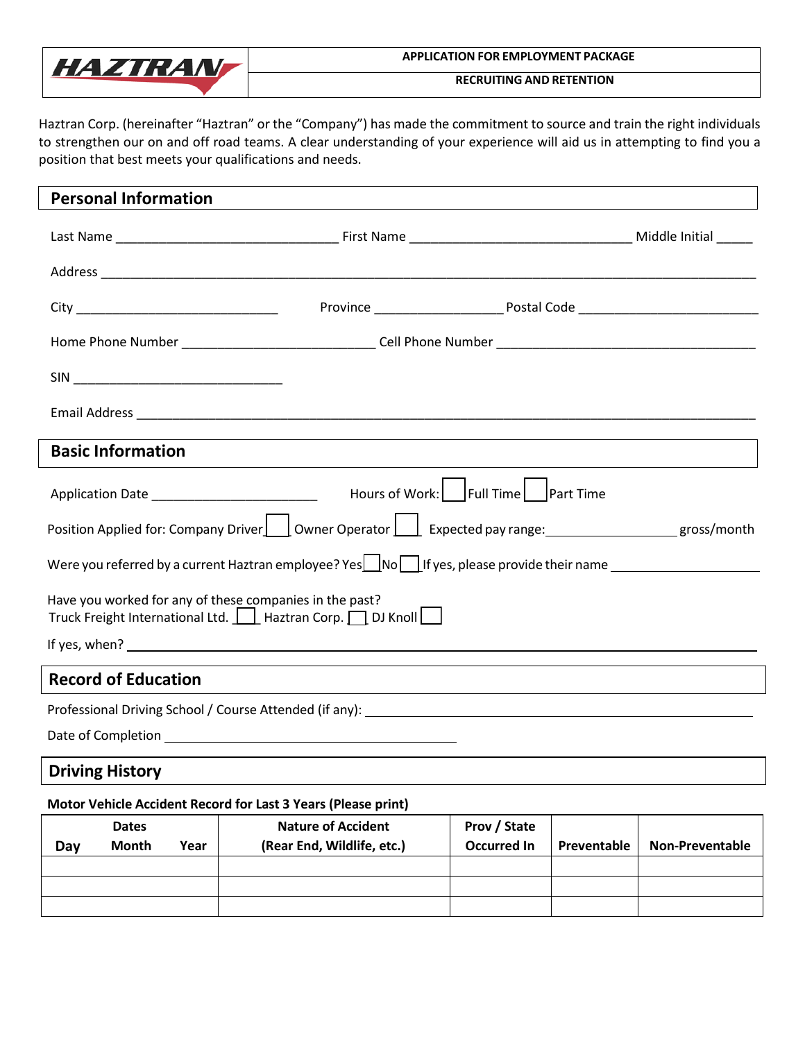**HAZTRAN**

**APPLICATION FOR EMPLOYMENT PACKAGE**

**RECRUITING AND RETENTION**

Haztran Corp. (hereinafter "Haztran" or the "Company") has made the commitment to source and train the right individuals to strengthen our on and off road teams. A clear understanding of your experience will aid us in attempting to find you a position that best meets your qualifications and needs.

## Personal Information

Last Name ______________________________ First Name ______________________________ Middle Initial _____

Address ________________________________________________________________________________

City ____________________________ Province _________________ Postal Code ________________________

Home Phone Number __________________________ Cell Phone Number __________________________________

SIN _____________________________

Email Address ___________________________________________________________________________

## Basic Information

Application Date ______________________ Hours of Work: ☐ Full Time ☐ Part Time

Position Applied for: Company Driver ☐ Owner Operator ☐ Expected pay range: _________________ gross/month

Were you referred by a current Haztran employee? Yes ☐ No ☐ If yes, please provide their name ___________________

Have you worked for any of these companies in the past?
Truck Freight International Ltd. ☐ Haztran Corp. ☐ DJ Knoll ☐

If yes, when? ___________________________________________________________________________

## Record of Education

Professional Driving School / Course Attended (if any): ___________________________________________________

Date of Completion ________________________________________

## Driving History

**Motor Vehicle Accident Record for Last 3 Years (Please print)**

| Dates Day | Month | Year | Nature of Accident (Rear End, Wildlife, etc.) | Prov / State Occurred In | Preventable | Non-Preventable |
|---|---|---|---|---|---|---|
| | | | | | | |
| | | | | | | |
| | | | | | | |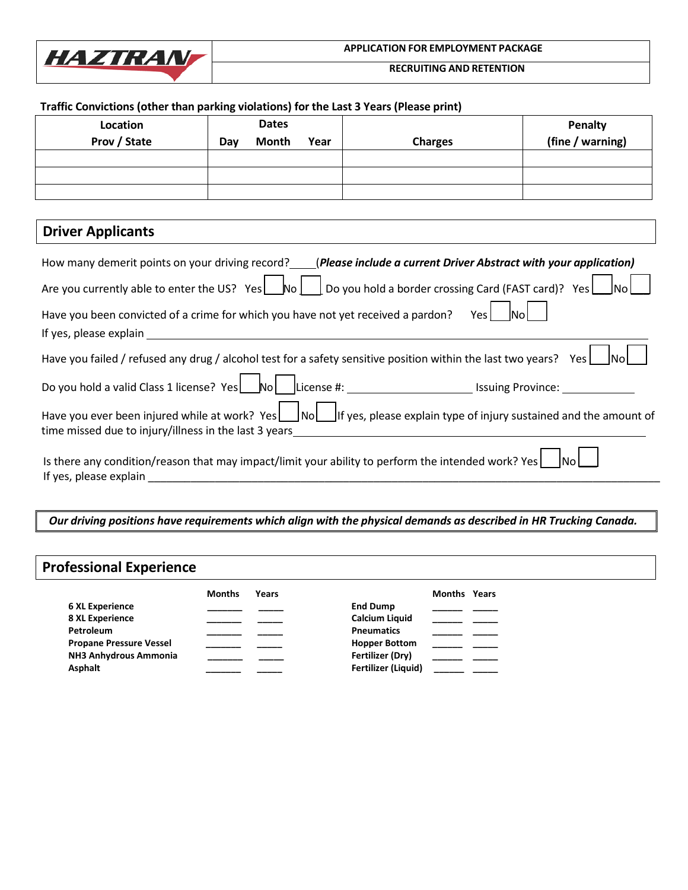**Traffic Convictions (other than parking violations) for the Last 3 Years (Please print)**

| Location Prov / State | Dates Day Month Year | Charges | Penalty (fine / warning) |
|---|---|---|---|
| | | | |
| | | | |
| | | | |

## Driver Applicants

How many demerit points on your driving record?____(*Please include a current Driver Abstract with your application)*

Are you currently able to enter the US? Yes ☐ No ☐ Do you hold a border crossing Card (FAST card)? Yes ☐ No ☐

Have you been convicted of a crime for which you have not yet received a pardon? Yes ☐ No ☐
If yes, please explain ____________________________________________________________

Have you failed / refused any drug / alcohol test for a safety sensitive position within the last two years? Yes ☐ No ☐

Do you hold a valid Class 1 license? Yes ☐ No ☐ License #: ____________________ Issuing Province: ____________

Have you ever been injured while at work? Yes ☐ No ☐ If yes, please explain type of injury sustained and the amount of time missed due to injury/illness in the last 3 years____________________________________________________________

Is there any condition/reason that may impact/limit your ability to perform the intended work? Yes ☐ No ☐
If yes, please explain ____________________________________________________________

***Our driving positions have requirements which align with the physical demands as described in HR Trucking Canada.***

## Professional Experience

| | Months | Years | | Months | Years |
|---|---|---|---|---|---|
| **6 XL Experience** | ______ | _____ | **End Dump** | _____ | _____ |
| **8 XL Experience** | ______ | _____ | **Calcium Liquid** | _____ | _____ |
| **Petroleum** | ______ | _____ | **Pneumatics** | _____ | _____ |
| **Propane Pressure Vessel** | ______ | _____ | **Hopper Bottom** | _____ | _____ |
| **NH3 Anhydrous Ammonia** | ______ | _____ | **Fertilizer (Dry)** | _____ | _____ |
| **Asphalt** | ______ | _____ | **Fertilizer (Liquid)** | _____ | _____ |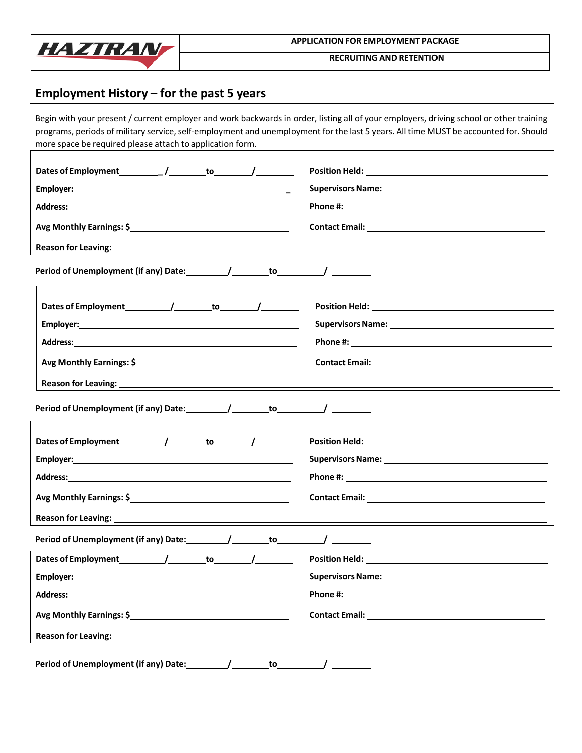**HAZTRAN**

**APPLICATION FOR EMPLOYMENT PACKAGE**

**RECRUITING AND RETENTION**

## Employment History – for the past 5 years

Begin with your present / current employer and work backwards in order, listing all of your employers, driving school or other training programs, periods of military service, self-employment and unemployment for the last 5 years. All time MUST be accounted for. Should more space be required please attach to application form.

| | |
|---|---|
| **Dates of Employment** ________ / ________ **to** ________ / ________ | **Position Held:** ________________ |
| **Employer:** ________________ | **Supervisors Name:** ________________ |
| **Address:** ________________ | **Phone #:** ________________ |
| **Avg Monthly Earnings: $** ________________ | **Contact Email:** ________________ |
| **Reason for Leaving:** ________________ | |

**Period of Unemployment (if any) Date:** ________ / ________ **to** ________ / ________

| | |
|---|---|
| **Dates of Employment** ________ / ________ **to** ________ / ________ | **Position Held:** ________________ |
| **Employer:** ________________ | **Supervisors Name:** ________________ |
| **Address:** ________________ | **Phone #:** ________________ |
| **Avg Monthly Earnings: $** ________________ | **Contact Email:** ________________ |
| **Reason for Leaving:** ________________ | |

**Period of Unemployment (if any) Date:** ________ / ________ **to** ________ / ________

| | |
|---|---|
| **Dates of Employment** ________ / ________ **to** ________ / ________ | **Position Held:** ________________ |
| **Employer:** ________________ | **Supervisors Name:** ________________ |
| **Address:** ________________ | **Phone #:** ________________ |
| **Avg Monthly Earnings: $** ________________ | **Contact Email:** ________________ |
| **Reason for Leaving:** ________________ | |

**Period of Unemployment (if any) Date:** ________ / ________ **to** ________ / ________

| | |
|---|---|
| **Dates of Employment** ________ / ________ **to** ________ / ________ | **Position Held:** ________________ |
| **Employer:** ________________ | **Supervisors Name:** ________________ |
| **Address:** ________________ | **Phone #:** ________________ |
| **Avg Monthly Earnings: $** ________________ | **Contact Email:** ________________ |
| **Reason for Leaving:** ________________ | |

**Period of Unemployment (if any) Date:** ________ / ________ **to** ________ / ________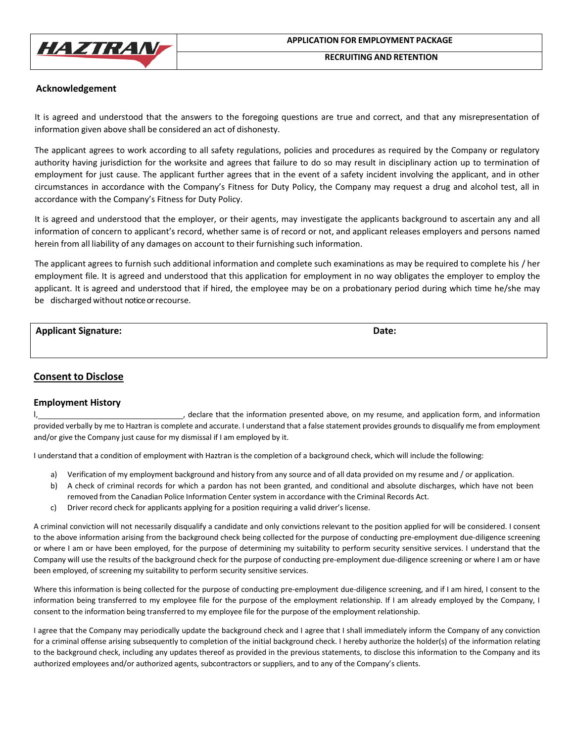## Acknowledgement

It is agreed and understood that the answers to the foregoing questions are true and correct, and that any misrepresentation of information given above shall be considered an act of dishonesty.

The applicant agrees to work according to all safety regulations, policies and procedures as required by the Company or regulatory authority having jurisdiction for the worksite and agrees that failure to do so may result in disciplinary action up to termination of employment for just cause. The applicant further agrees that in the event of a safety incident involving the applicant, and in other circumstances in accordance with the Company's Fitness for Duty Policy, the Company may request a drug and alcohol test, all in accordance with the Company's Fitness for Duty Policy.

It is agreed and understood that the employer, or their agents, may investigate the applicants background to ascertain any and all information of concern to applicant's record, whether same is of record or not, and applicant releases employers and persons named herein from all liability of any damages on account to their furnishing such information.

The applicant agrees to furnish such additional information and complete such examinations as may be required to complete his / her employment file. It is agreed and understood that this application for employment in no way obligates the employer to employ the applicant. It is agreed and understood that if hired, the employee may be on a probationary period during which time he/she may be discharged without notice or recourse.

| **Applicant Signature:** | **Date:** |
|---|---|
| | |

## Consent to Disclose

### Employment History

I,\_\_\_\_\_\_\_\_\_\_\_\_\_\_\_\_\_\_\_\_\_\_\_\_\_\_\_\_, declare that the information presented above, on my resume, and application form, and information provided verbally by me to Haztran is complete and accurate. I understand that a false statement provides grounds to disqualify me from employment and/or give the Company just cause for my dismissal if I am employed by it.

I understand that a condition of employment with Haztran is the completion of a background check, which will include the following:

a) Verification of my employment background and history from any source and of all data provided on my resume and / or application.
b) A check of criminal records for which a pardon has not been granted, and conditional and absolute discharges, which have not been removed from the Canadian Police Information Center system in accordance with the Criminal Records Act.
c) Driver record check for applicants applying for a position requiring a valid driver's license.

A criminal conviction will not necessarily disqualify a candidate and only convictions relevant to the position applied for will be considered. I consent to the above information arising from the background check being collected for the purpose of conducting pre-employment due-diligence screening or where I am or have been employed, for the purpose of determining my suitability to perform security sensitive services. I understand that the Company will use the results of the background check for the purpose of conducting pre-employment due-diligence screening or where I am or have been employed, of screening my suitability to perform security sensitive services.

Where this information is being collected for the purpose of conducting pre-employment due-diligence screening, and if I am hired, I consent to the information being transferred to my employee file for the purpose of the employment relationship. If I am already employed by the Company, I consent to the information being transferred to my employee file for the purpose of the employment relationship.

I agree that the Company may periodically update the background check and I agree that I shall immediately inform the Company of any conviction for a criminal offense arising subsequently to completion of the initial background check. I hereby authorize the holder(s) of the information relating to the background check, including any updates thereof as provided in the previous statements, to disclose this information to the Company and its authorized employees and/or authorized agents, subcontractors or suppliers, and to any of the Company's clients.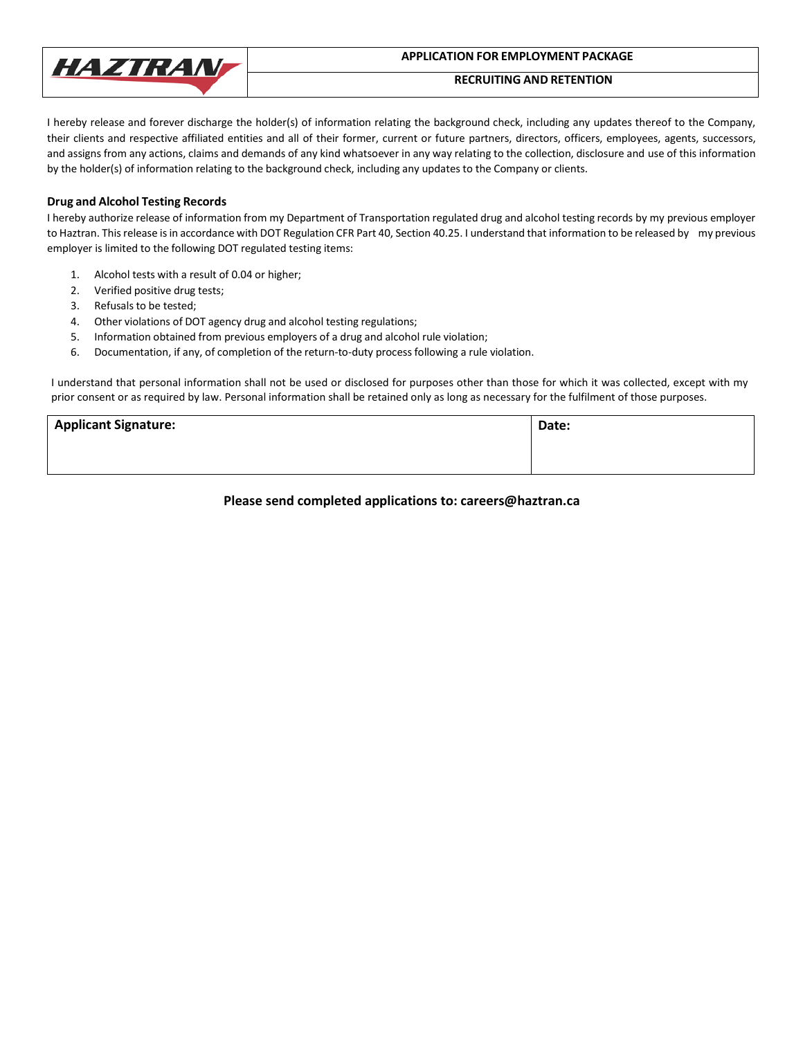I hereby release and forever discharge the holder(s) of information relating the background check, including any updates thereof to the Company, their clients and respective affiliated entities and all of their former, current or future partners, directors, officers, employees, agents, successors, and assigns from any actions, claims and demands of any kind whatsoever in any way relating to the collection, disclosure and use of this information by the holder(s) of information relating to the background check, including any updates to the Company or clients.

**Drug and Alcohol Testing Records**

I hereby authorize release of information from my Department of Transportation regulated drug and alcohol testing records by my previous employer to Haztran. This release is in accordance with DOT Regulation CFR Part 40, Section 40.25. I understand that information to be released by my previous employer is limited to the following DOT regulated testing items:

1. Alcohol tests with a result of 0.04 or higher;
2. Verified positive drug tests;
3. Refusals to be tested;
4. Other violations of DOT agency drug and alcohol testing regulations;
5. Information obtained from previous employers of a drug and alcohol rule violation;
6. Documentation, if any, of completion of the return-to-duty process following a rule violation.

I understand that personal information shall not be used or disclosed for purposes other than those for which it was collected, except with my prior consent or as required by law. Personal information shall be retained only as long as necessary for the fulfilment of those purposes.

| **Applicant Signature:** | **Date:** |
|---|---|
| | |

**Please send completed applications to: careers@haztran.ca**